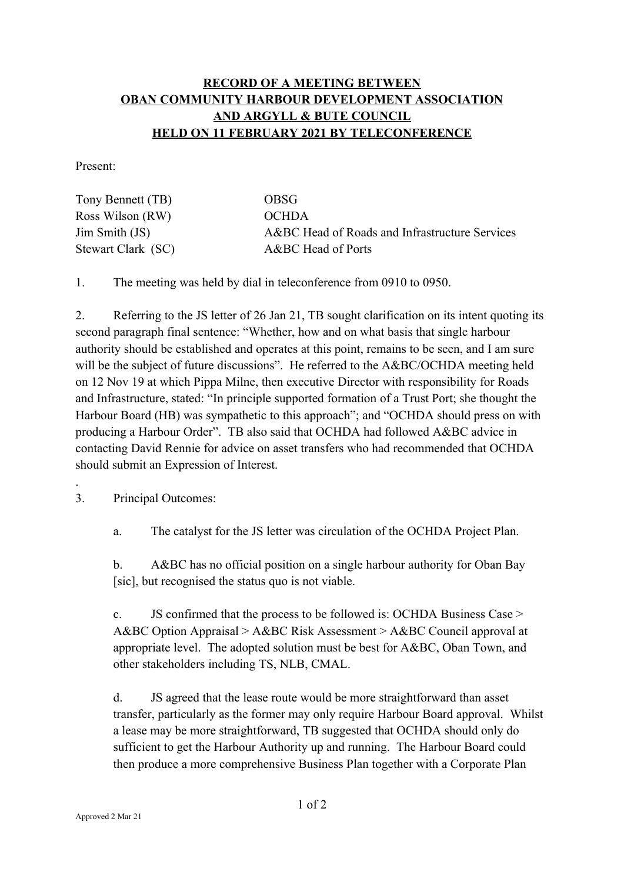**RECORD OF A MEETING BETWEEN**
**OBAN COMMUNITY HARBOUR DEVELOPMENT ASSOCIATION**
**AND ARGYLL & BUTE COUNCIL**
**HELD ON 11 FEBRUARY 2021 BY TELECONFERENCE**

Present:

| | |
|---|---|
| Tony Bennett (TB) | OBSG |
| Ross Wilson (RW) | OCHDA |
| Jim Smith (JS) | A&BC Head of Roads and Infrastructure Services |
| Stewart Clark (SC) | A&BC Head of Ports |

1. The meeting was held by dial in teleconference from 0910 to 0950.

2. Referring to the JS letter of 26 Jan 21, TB sought clarification on its intent quoting its second paragraph final sentence: "Whether, how and on what basis that single harbour authority should be established and operates at this point, remains to be seen, and I am sure will be the subject of future discussions". He referred to the A&BC/OCHDA meeting held on 12 Nov 19 at which Pippa Milne, then executive Director with responsibility for Roads and Infrastructure, stated: "In principle supported formation of a Trust Port; she thought the Harbour Board (HB) was sympathetic to this approach"; and "OCHDA should press on with producing a Harbour Order". TB also said that OCHDA had followed A&BC advice in contacting David Rennie for advice on asset transfers who had recommended that OCHDA should submit an Expression of Interest.

.

3. Principal Outcomes:

   a. The catalyst for the JS letter was circulation of the OCHDA Project Plan.

   b. A&BC has no official position on a single harbour authority for Oban Bay [sic], but recognised the status quo is not viable.

   c. JS confirmed that the process to be followed is: OCHDA Business Case > A&BC Option Appraisal > A&BC Risk Assessment > A&BC Council approval at appropriate level. The adopted solution must be best for A&BC, Oban Town, and other stakeholders including TS, NLB, CMAL.

   d. JS agreed that the lease route would be more straightforward than asset transfer, particularly as the former may only require Harbour Board approval. Whilst a lease may be more straightforward, TB suggested that OCHDA should only do sufficient to get the Harbour Authority up and running. The Harbour Board could then produce a more comprehensive Business Plan together with a Corporate Plan

Approved 2 Mar 21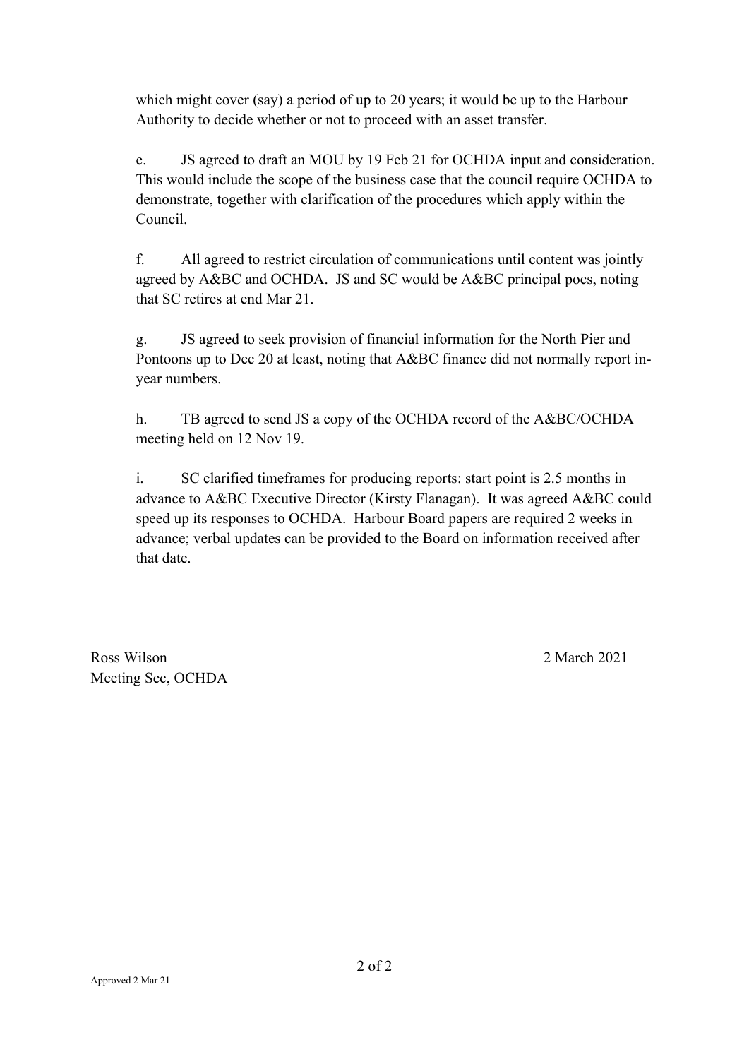which might cover (say) a period of up to 20 years; it would be up to the Harbour Authority to decide whether or not to proceed with an asset transfer.

e. JS agreed to draft an MOU by 19 Feb 21 for OCHDA input and consideration. This would include the scope of the business case that the council require OCHDA to demonstrate, together with clarification of the procedures which apply within the Council.

f. All agreed to restrict circulation of communications until content was jointly agreed by A&BC and OCHDA. JS and SC would be A&BC principal pocs, noting that SC retires at end Mar 21.

g. JS agreed to seek provision of financial information for the North Pier and Pontoons up to Dec 20 at least, noting that A&BC finance did not normally report in-year numbers.

h. TB agreed to send JS a copy of the OCHDA record of the A&BC/OCHDA meeting held on 12 Nov 19.

i. SC clarified timeframes for producing reports: start point is 2.5 months in advance to A&BC Executive Director (Kirsty Flanagan). It was agreed A&BC could speed up its responses to OCHDA. Harbour Board papers are required 2 weeks in advance; verbal updates can be provided to the Board on information received after that date.

Ross Wilson
Meeting Sec, OCHDA

2 March 2021

Approved 2 Mar 21